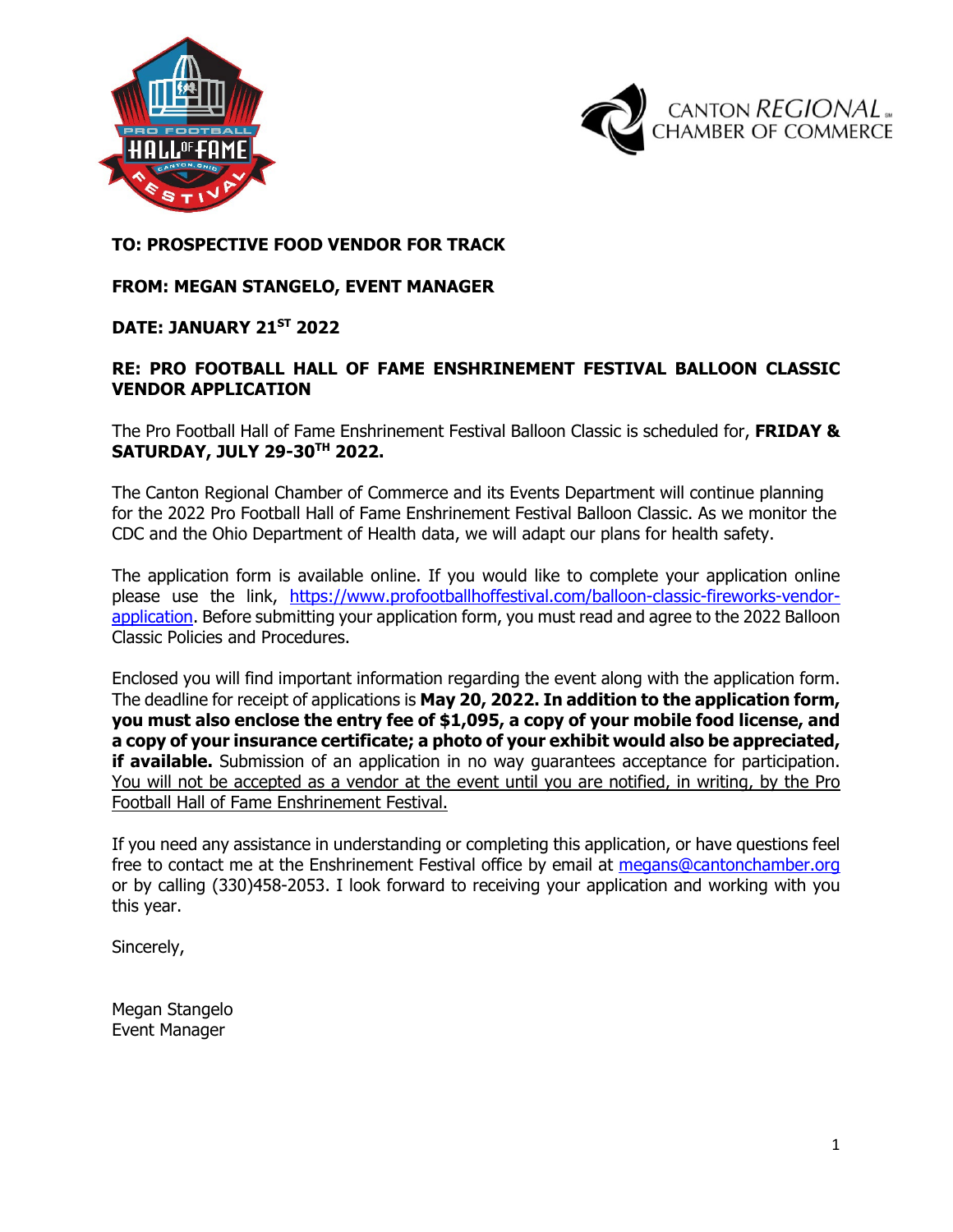**TO: PROSPECTIVE FOOD VENDOR FOR TRACK**

**FROM: MEGAN STANGELO, EVENT MANAGER**

**DATE: JANUARY 21ST 2022**

**RE: PRO FOOTBALL HALL OF FAME ENSHRINEMENT FESTIVAL BALLOON CLASSIC VENDOR APPLICATION**

The Pro Football Hall of Fame Enshrinement Festival Balloon Classic is scheduled for, **FRIDAY & SATURDAY, JULY 29-30TH 2022.**

The Canton Regional Chamber of Commerce and its Events Department will continue planning for the 2022 Pro Football Hall of Fame Enshrinement Festival Balloon Classic. As we monitor the CDC and the Ohio Department of Health data, we will adapt our plans for health safety.

The application form is available online. If you would like to complete your application online please use the link, https://www.profootballhoffestival.com/balloon-classic-fireworks-vendor-application. Before submitting your application form, you must read and agree to the 2022 Balloon Classic Policies and Procedures.

Enclosed you will find important information regarding the event along with the application form. The deadline for receipt of applications is **May 20, 2022. In addition to the application form, you must also enclose the entry fee of $1,095, a copy of your mobile food license, and a copy of your insurance certificate; a photo of your exhibit would also be appreciated, if available.** Submission of an application in no way guarantees acceptance for participation. You will not be accepted as a vendor at the event until you are notified, in writing, by the Pro Football Hall of Fame Enshrinement Festival.

If you need any assistance in understanding or completing this application, or have questions feel free to contact me at the Enshrinement Festival office by email at megans@cantonchamber.org or by calling (330)458-2053. I look forward to receiving your application and working with you this year.

Sincerely,

Megan Stangelo
Event Manager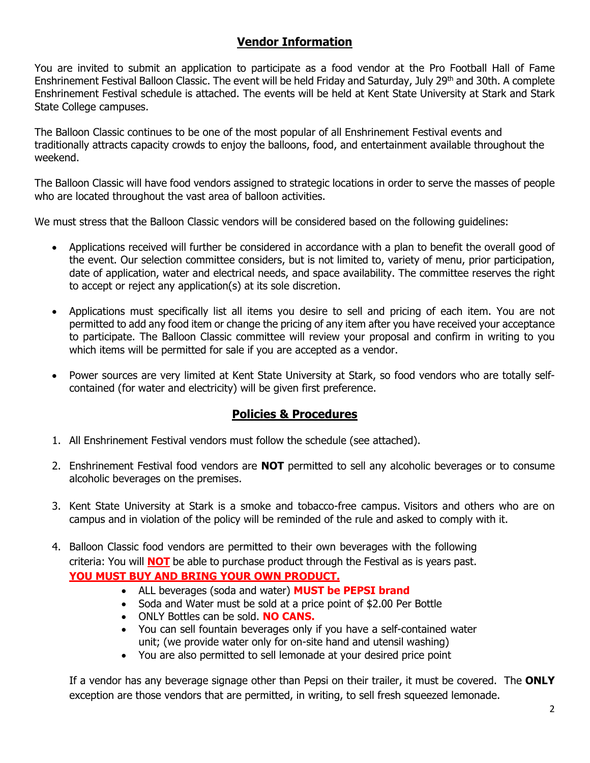## Vendor Information

You are invited to submit an application to participate as a food vendor at the Pro Football Hall of Fame Enshrinement Festival Balloon Classic. The event will be held Friday and Saturday, July 29th and 30th. A complete Enshrinement Festival schedule is attached. The events will be held at Kent State University at Stark and Stark State College campuses.

The Balloon Classic continues to be one of the most popular of all Enshrinement Festival events and traditionally attracts capacity crowds to enjoy the balloons, food, and entertainment available throughout the weekend.

The Balloon Classic will have food vendors assigned to strategic locations in order to serve the masses of people who are located throughout the vast area of balloon activities.

We must stress that the Balloon Classic vendors will be considered based on the following guidelines:

- Applications received will further be considered in accordance with a plan to benefit the overall good of the event. Our selection committee considers, but is not limited to, variety of menu, prior participation, date of application, water and electrical needs, and space availability. The committee reserves the right to accept or reject any application(s) at its sole discretion.
- Applications must specifically list all items you desire to sell and pricing of each item. You are not permitted to add any food item or change the pricing of any item after you have received your acceptance to participate. The Balloon Classic committee will review your proposal and confirm in writing to you which items will be permitted for sale if you are accepted as a vendor.
- Power sources are very limited at Kent State University at Stark, so food vendors who are totally self-contained (for water and electricity) will be given first preference.

## Policies & Procedures

1. All Enshrinement Festival vendors must follow the schedule (see attached).
2. Enshrinement Festival food vendors are **NOT** permitted to sell any alcoholic beverages or to consume alcoholic beverages on the premises.
3. Kent State University at Stark is a smoke and tobacco-free campus. Visitors and others who are on campus and in violation of the policy will be reminded of the rule and asked to comply with it.
4. Balloon Classic food vendors are permitted to their own beverages with the following criteria: You will **NOT** be able to purchase product through the Festival as is years past. **YOU MUST BUY AND BRING YOUR OWN PRODUCT.**
   - ALL beverages (soda and water) **MUST be PEPSI brand**
   - Soda and Water must be sold at a price point of $2.00 Per Bottle
   - ONLY Bottles can be sold. **NO CANS.**
   - You can sell fountain beverages only if you have a self-contained water unit; (we provide water only for on-site hand and utensil washing)
   - You are also permitted to sell lemonade at your desired price point

   If a vendor has any beverage signage other than Pepsi on their trailer, it must be covered. The **ONLY** exception are those vendors that are permitted, in writing, to sell fresh squeezed lemonade.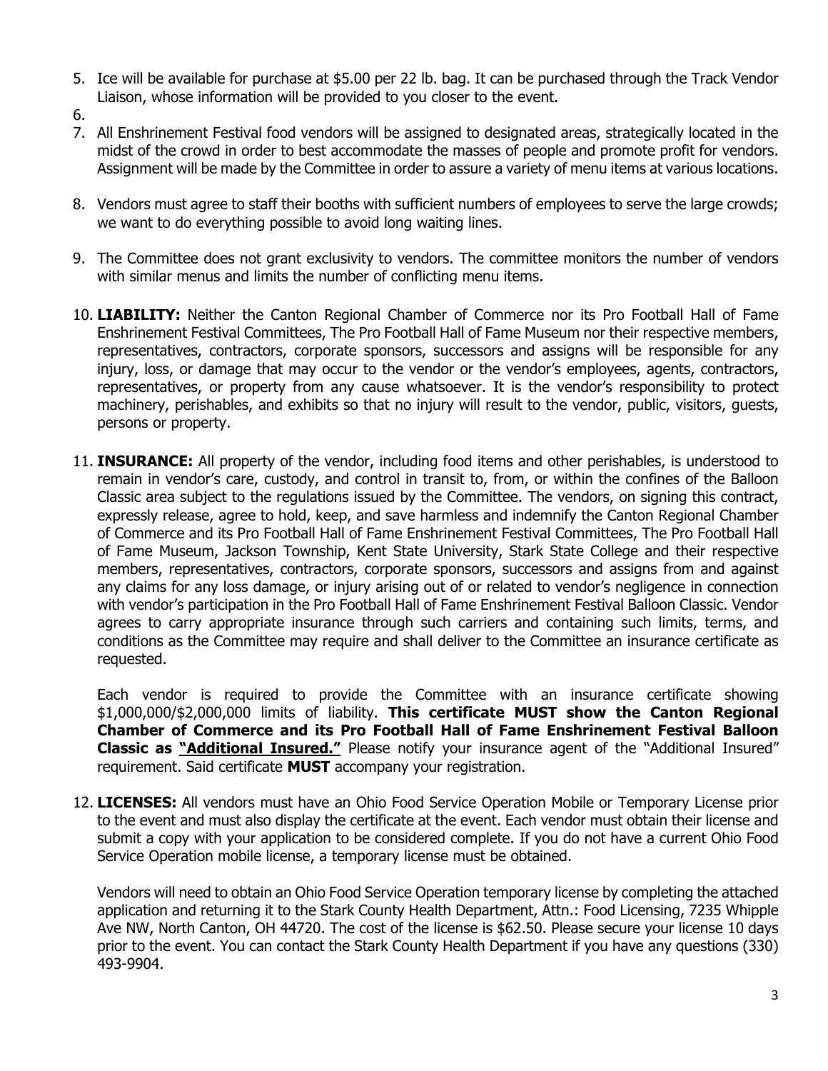5. Ice will be available for purchase at $5.00 per 22 lb. bag. It can be purchased through the Track Vendor Liaison, whose information will be provided to you closer to the event.
6. 
7. All Enshrinement Festival food vendors will be assigned to designated areas, strategically located in the midst of the crowd in order to best accommodate the masses of people and promote profit for vendors. Assignment will be made by the Committee in order to assure a variety of menu items at various locations.
8. Vendors must agree to staff their booths with sufficient numbers of employees to serve the large crowds; we want to do everything possible to avoid long waiting lines.
9. The Committee does not grant exclusivity to vendors. The committee monitors the number of vendors with similar menus and limits the number of conflicting menu items.
10. **LIABILITY:** Neither the Canton Regional Chamber of Commerce nor its Pro Football Hall of Fame Enshrinement Festival Committees, The Pro Football Hall of Fame Museum nor their respective members, representatives, contractors, corporate sponsors, successors and assigns will be responsible for any injury, loss, or damage that may occur to the vendor or the vendor's employees, agents, contractors, representatives, or property from any cause whatsoever. It is the vendor's responsibility to protect machinery, perishables, and exhibits so that no injury will result to the vendor, public, visitors, guests, persons or property.
11. **INSURANCE:** All property of the vendor, including food items and other perishables, is understood to remain in vendor's care, custody, and control in transit to, from, or within the confines of the Balloon Classic area subject to the regulations issued by the Committee. The vendors, on signing this contract, expressly release, agree to hold, keep, and save harmless and indemnify the Canton Regional Chamber of Commerce and its Pro Football Hall of Fame Enshrinement Festival Committees, The Pro Football Hall of Fame Museum, Jackson Township, Kent State University, Stark State College and their respective members, representatives, contractors, corporate sponsors, successors and assigns from and against any claims for any loss damage, or injury arising out of or related to vendor's negligence in connection with vendor's participation in the Pro Football Hall of Fame Enshrinement Festival Balloon Classic. Vendor agrees to carry appropriate insurance through such carriers and containing such limits, terms, and conditions as the Committee may require and shall deliver to the Committee an insurance certificate as requested.

    Each vendor is required to provide the Committee with an insurance certificate showing $1,000,000/$2,000,000 limits of liability. **This certificate MUST show the Canton Regional Chamber of Commerce and its Pro Football Hall of Fame Enshrinement Festival Balloon Classic as <u>"Additional Insured."</u>** Please notify your insurance agent of the "Additional Insured" requirement. Said certificate **MUST** accompany your registration.

12. **LICENSES:** All vendors must have an Ohio Food Service Operation Mobile or Temporary License prior to the event and must also display the certificate at the event. Each vendor must obtain their license and submit a copy with your application to be considered complete. If you do not have a current Ohio Food Service Operation mobile license, a temporary license must be obtained.

    Vendors will need to obtain an Ohio Food Service Operation temporary license by completing the attached application and returning it to the Stark County Health Department, Attn.: Food Licensing, 7235 Whipple Ave NW, North Canton, OH 44720. The cost of the license is $62.50. Please secure your license 10 days prior to the event. You can contact the Stark County Health Department if you have any questions (330) 493-9904.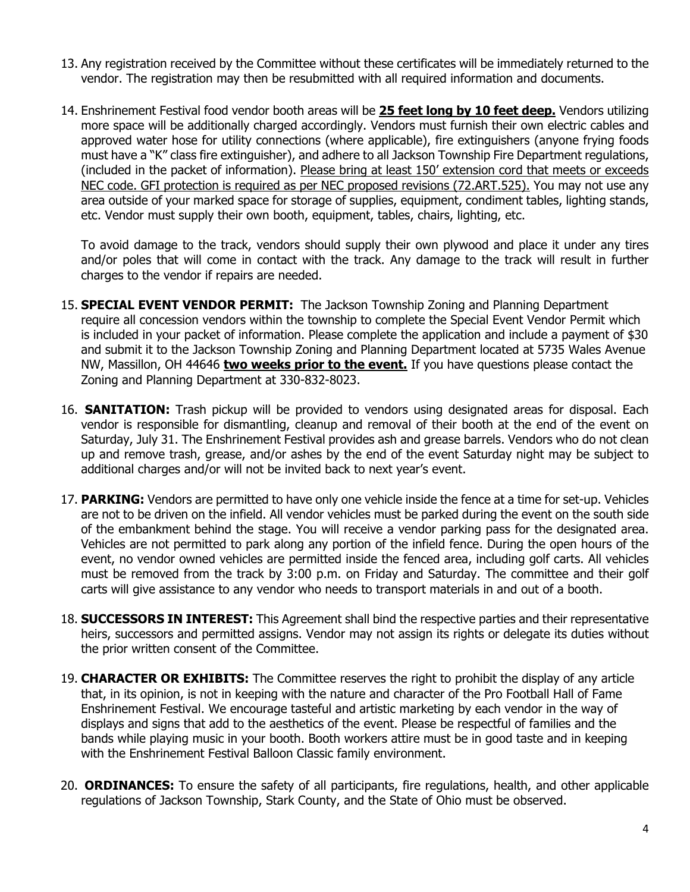13. Any registration received by the Committee without these certificates will be immediately returned to the vendor. The registration may then be resubmitted with all required information and documents.

14. Enshrinement Festival food vendor booth areas will be **25 feet long by 10 feet deep.** Vendors utilizing more space will be additionally charged accordingly. Vendors must furnish their own electric cables and approved water hose for utility connections (where applicable), fire extinguishers (anyone frying foods must have a "K" class fire extinguisher), and adhere to all Jackson Township Fire Department regulations, (included in the packet of information). Please bring at least 150' extension cord that meets or exceeds NEC code. GFI protection is required as per NEC proposed revisions (72.ART.525). You may not use any area outside of your marked space for storage of supplies, equipment, condiment tables, lighting stands, etc. Vendor must supply their own booth, equipment, tables, chairs, lighting, etc.

    To avoid damage to the track, vendors should supply their own plywood and place it under any tires and/or poles that will come in contact with the track. Any damage to the track will result in further charges to the vendor if repairs are needed.

15. **SPECIAL EVENT VENDOR PERMIT:** The Jackson Township Zoning and Planning Department require all concession vendors within the township to complete the Special Event Vendor Permit which is included in your packet of information. Please complete the application and include a payment of $30 and submit it to the Jackson Township Zoning and Planning Department located at 5735 Wales Avenue NW, Massillon, OH 44646 **two weeks prior to the event.** If you have questions please contact the Zoning and Planning Department at 330-832-8023.

16. **SANITATION:** Trash pickup will be provided to vendors using designated areas for disposal. Each vendor is responsible for dismantling, cleanup and removal of their booth at the end of the event on Saturday, July 31. The Enshrinement Festival provides ash and grease barrels. Vendors who do not clean up and remove trash, grease, and/or ashes by the end of the event Saturday night may be subject to additional charges and/or will not be invited back to next year's event.

17. **PARKING:** Vendors are permitted to have only one vehicle inside the fence at a time for set-up. Vehicles are not to be driven on the infield. All vendor vehicles must be parked during the event on the south side of the embankment behind the stage. You will receive a vendor parking pass for the designated area. Vehicles are not permitted to park along any portion of the infield fence. During the open hours of the event, no vendor owned vehicles are permitted inside the fenced area, including golf carts. All vehicles must be removed from the track by 3:00 p.m. on Friday and Saturday. The committee and their golf carts will give assistance to any vendor who needs to transport materials in and out of a booth.

18. **SUCCESSORS IN INTEREST:** This Agreement shall bind the respective parties and their representative heirs, successors and permitted assigns. Vendor may not assign its rights or delegate its duties without the prior written consent of the Committee.

19. **CHARACTER OR EXHIBITS:** The Committee reserves the right to prohibit the display of any article that, in its opinion, is not in keeping with the nature and character of the Pro Football Hall of Fame Enshrinement Festival. We encourage tasteful and artistic marketing by each vendor in the way of displays and signs that add to the aesthetics of the event. Please be respectful of families and the bands while playing music in your booth. Booth workers attire must be in good taste and in keeping with the Enshrinement Festival Balloon Classic family environment.

20. **ORDINANCES:** To ensure the safety of all participants, fire regulations, health, and other applicable regulations of Jackson Township, Stark County, and the State of Ohio must be observed.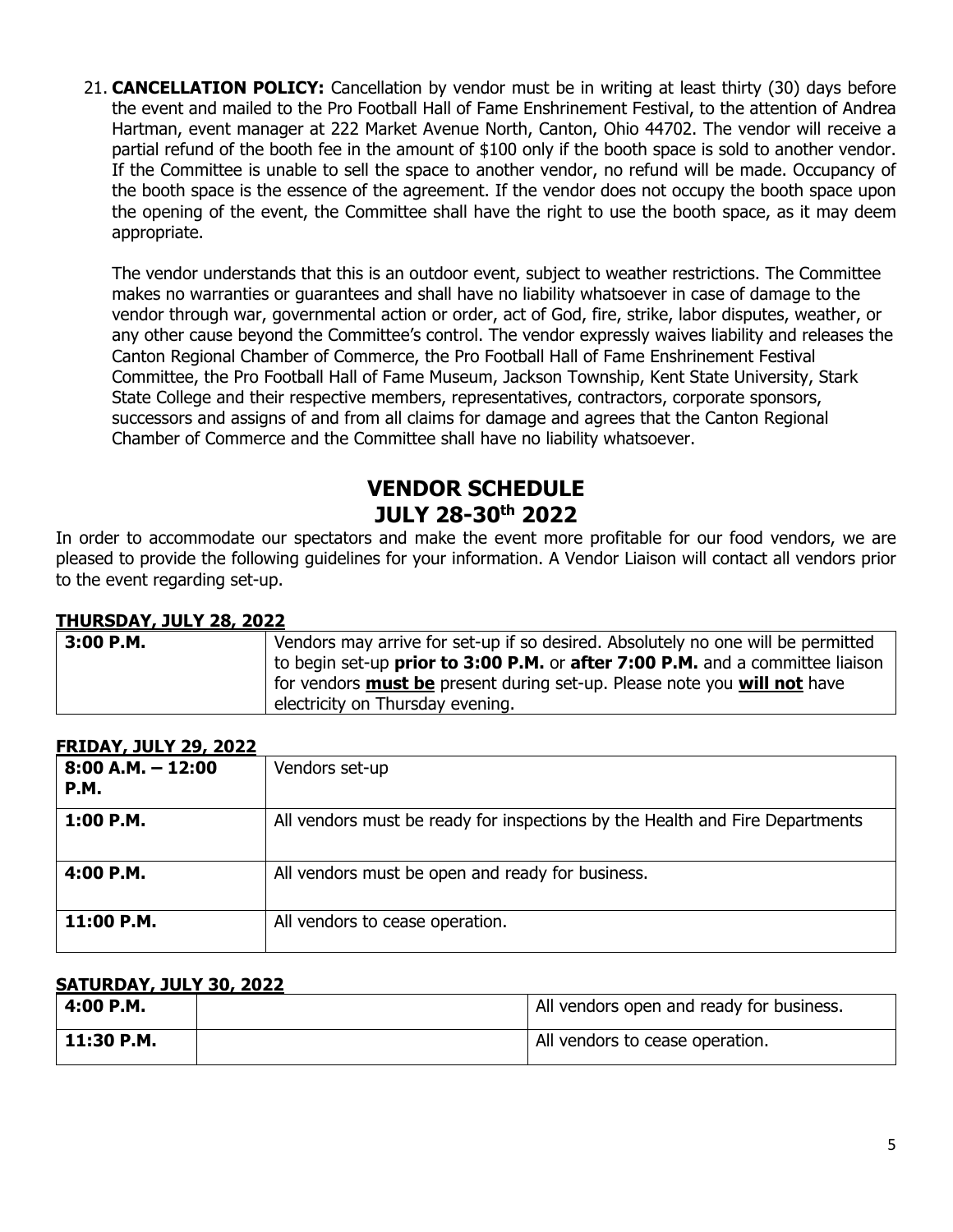21. **CANCELLATION POLICY:** Cancellation by vendor must be in writing at least thirty (30) days before the event and mailed to the Pro Football Hall of Fame Enshrinement Festival, to the attention of Andrea Hartman, event manager at 222 Market Avenue North, Canton, Ohio 44702. The vendor will receive a partial refund of the booth fee in the amount of $100 only if the booth space is sold to another vendor. If the Committee is unable to sell the space to another vendor, no refund will be made. Occupancy of the booth space is the essence of the agreement. If the vendor does not occupy the booth space upon the opening of the event, the Committee shall have the right to use the booth space, as it may deem appropriate.

    The vendor understands that this is an outdoor event, subject to weather restrictions. The Committee makes no warranties or guarantees and shall have no liability whatsoever in case of damage to the vendor through war, governmental action or order, act of God, fire, strike, labor disputes, weather, or any other cause beyond the Committee's control. The vendor expressly waives liability and releases the Canton Regional Chamber of Commerce, the Pro Football Hall of Fame Enshrinement Festival Committee, the Pro Football Hall of Fame Museum, Jackson Township, Kent State University, Stark State College and their respective members, representatives, contractors, corporate sponsors, successors and assigns of and from all claims for damage and agrees that the Canton Regional Chamber of Commerce and the Committee shall have no liability whatsoever.

# VENDOR SCHEDULE
# JULY 28-30th 2022

In order to accommodate our spectators and make the event more profitable for our food vendors, we are pleased to provide the following guidelines for your information. A Vendor Liaison will contact all vendors prior to the event regarding set-up.

**THURSDAY, JULY 28, 2022**

| | |
|---|---|
| **3:00 P.M.** | Vendors may arrive for set-up if so desired. Absolutely no one will be permitted to begin set-up **prior to 3:00 P.M.** or **after 7:00 P.M.** and a committee liaison for vendors **must be** present during set-up. Please note you **will not** have electricity on Thursday evening. |

**FRIDAY, JULY 29, 2022**

| | |
|---|---|
| **8:00 A.M. – 12:00 P.M.** | Vendors set-up |
| **1:00 P.M.** | All vendors must be ready for inspections by the Health and Fire Departments |
| **4:00 P.M.** | All vendors must be open and ready for business. |
| **11:00 P.M.** | All vendors to cease operation. |

**SATURDAY, JULY 30, 2022**

| | | |
|---|---|---|
| **4:00 P.M.** | | All vendors open and ready for business. |
| **11:30 P.M.** | | All vendors to cease operation. |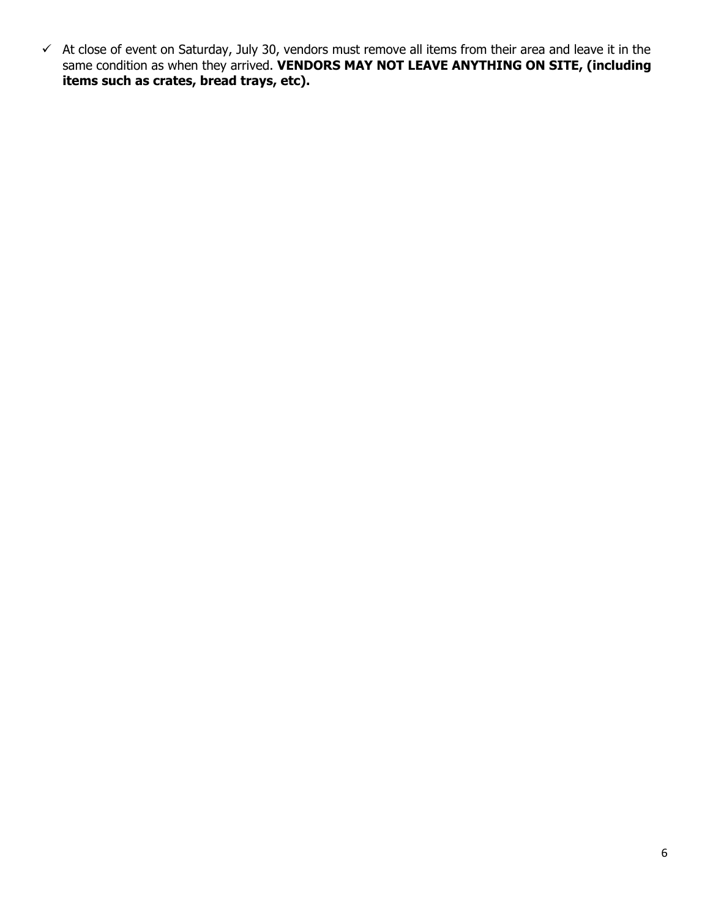- ✓ At close of event on Saturday, July 30, vendors must remove all items from their area and leave it in the same condition as when they arrived. **VENDORS MAY NOT LEAVE ANYTHING ON SITE, (including items such as crates, bread trays, etc).**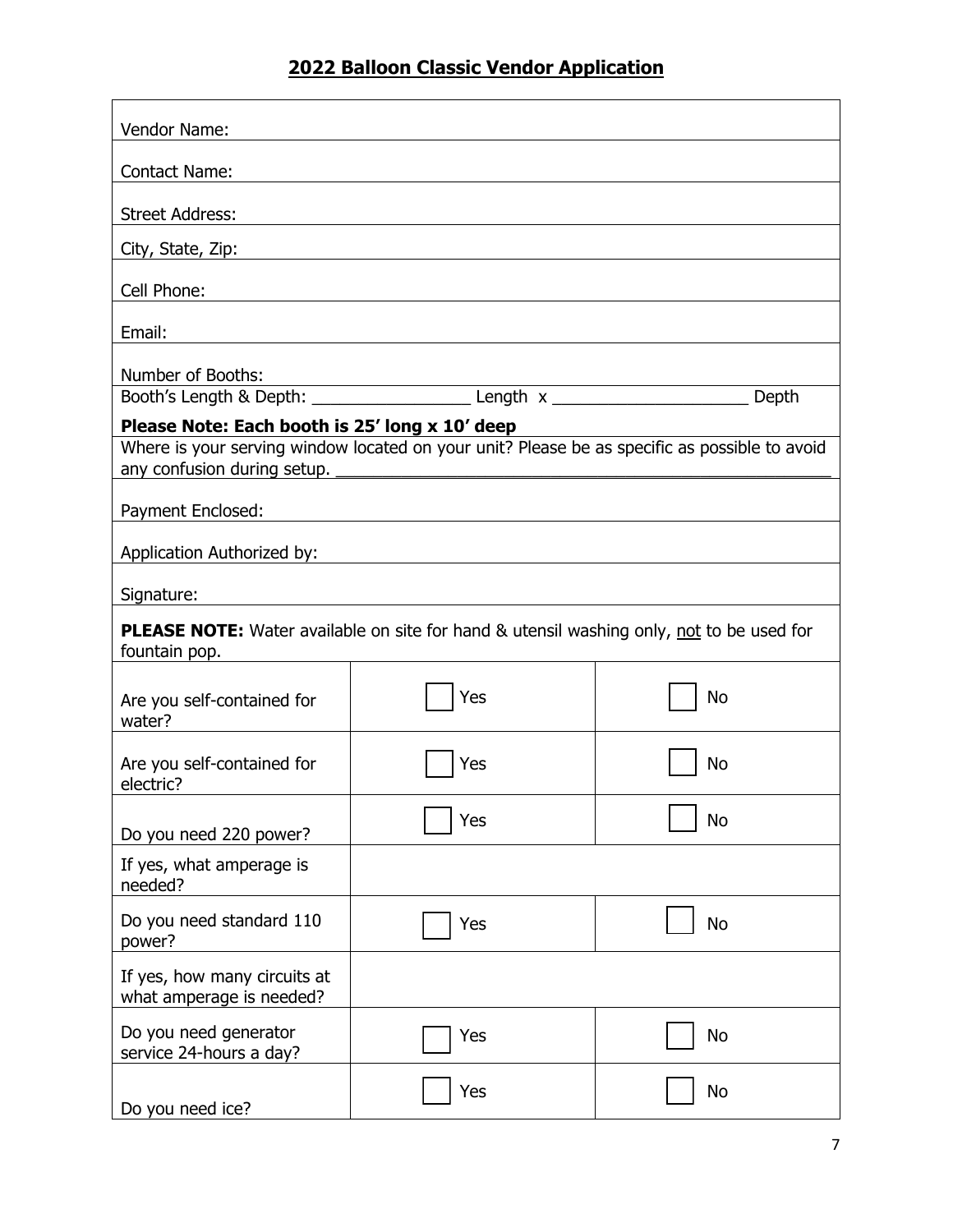## 2022 Balloon Classic Vendor Application

Vendor Name:

Contact Name:

Street Address:

City, State, Zip:

Cell Phone:

Email:

Number of Booths:

Booth's Length & Depth: _________________ Length x _____________________ Depth

**Please Note: Each booth is 25' long x 10' deep**

Where is your serving window located on your unit? Please be as specific as possible to avoid any confusion during setup. ______________________________________________________

Payment Enclosed:

Application Authorized by:

Signature:

**PLEASE NOTE:** Water available on site for hand & utensil washing only, <u>not</u> to be used for fountain pop.

| | | |
|---|---|---|
| Are you self-contained for water? | ☐ Yes | ☐ No |
| Are you self-contained for electric? | ☐ Yes | ☐ No |
| Do you need 220 power? | ☐ Yes | ☐ No |
| If yes, what amperage is needed? | | |
| Do you need standard 110 power? | ☐ Yes | ☐ No |
| If yes, how many circuits at what amperage is needed? | | |
| Do you need generator service 24-hours a day? | ☐ Yes | ☐ No |
| Do you need ice? | ☐ Yes | ☐ No |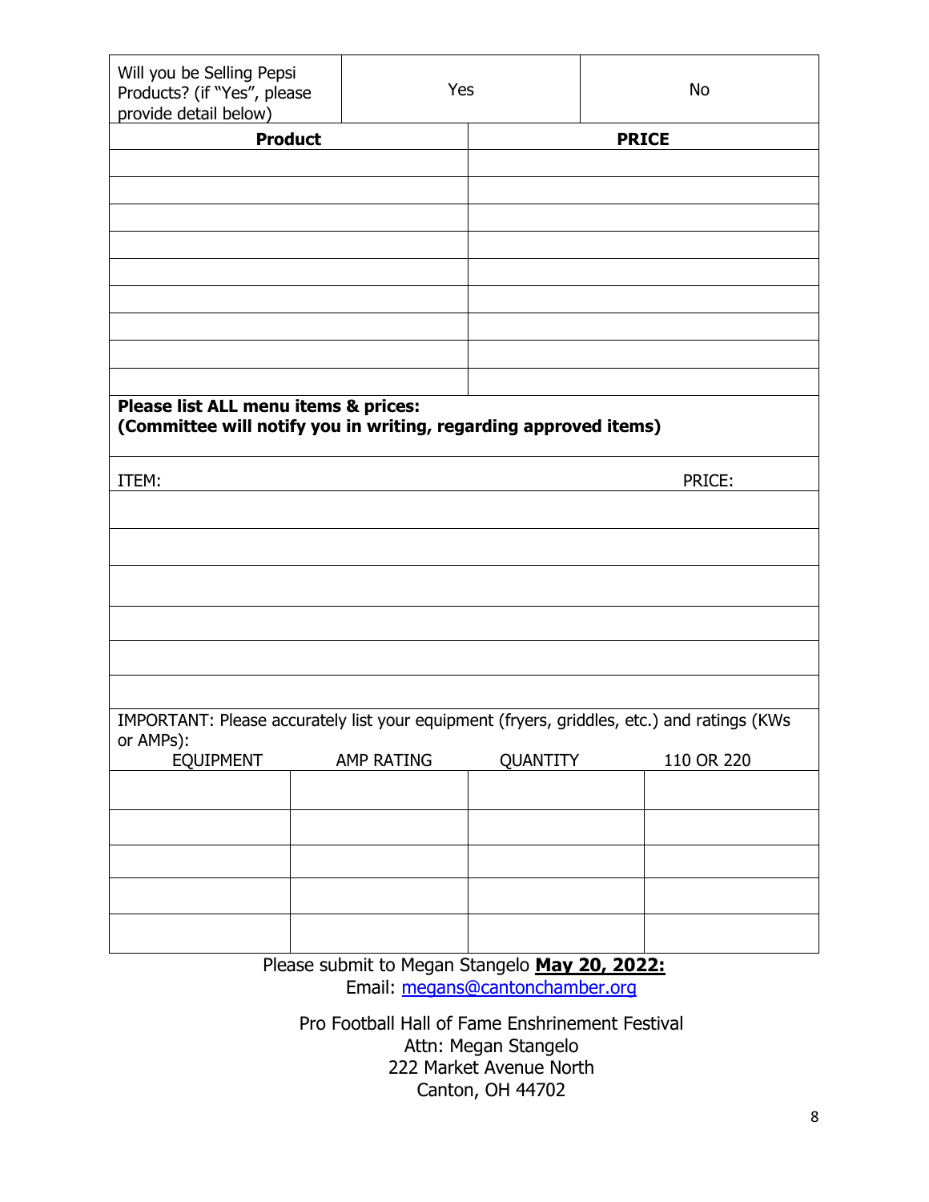| Will you be Selling Pepsi Products? (if "Yes", please provide detail below) | Yes | No |
|---|---|---|

| **Product** | **PRICE** |
|---|---|
| | |
| | |
| | |
| | |
| | |
| | |
| | |
| | |
| | |

**Please list ALL menu items & prices:**
**(Committee will notify you in writing, regarding approved items)**

| ITEM: | PRICE: |
|---|---|
| | |
| | |
| | |
| | |
| | |
| | |

IMPORTANT: Please accurately list your equipment (fryers, griddles, etc.) and ratings (KWs or AMPs):

| EQUIPMENT | AMP RATING | QUANTITY | 110 OR 220 |
|---|---|---|---|
| | | | |
| | | | |
| | | | |
| | | | |
| | | | |

Please submit to Megan Stangelo **May 20, 2022:**
Email: megans@cantonchamber.org

Pro Football Hall of Fame Enshrinement Festival
Attn: Megan Stangelo
222 Market Avenue North
Canton, OH 44702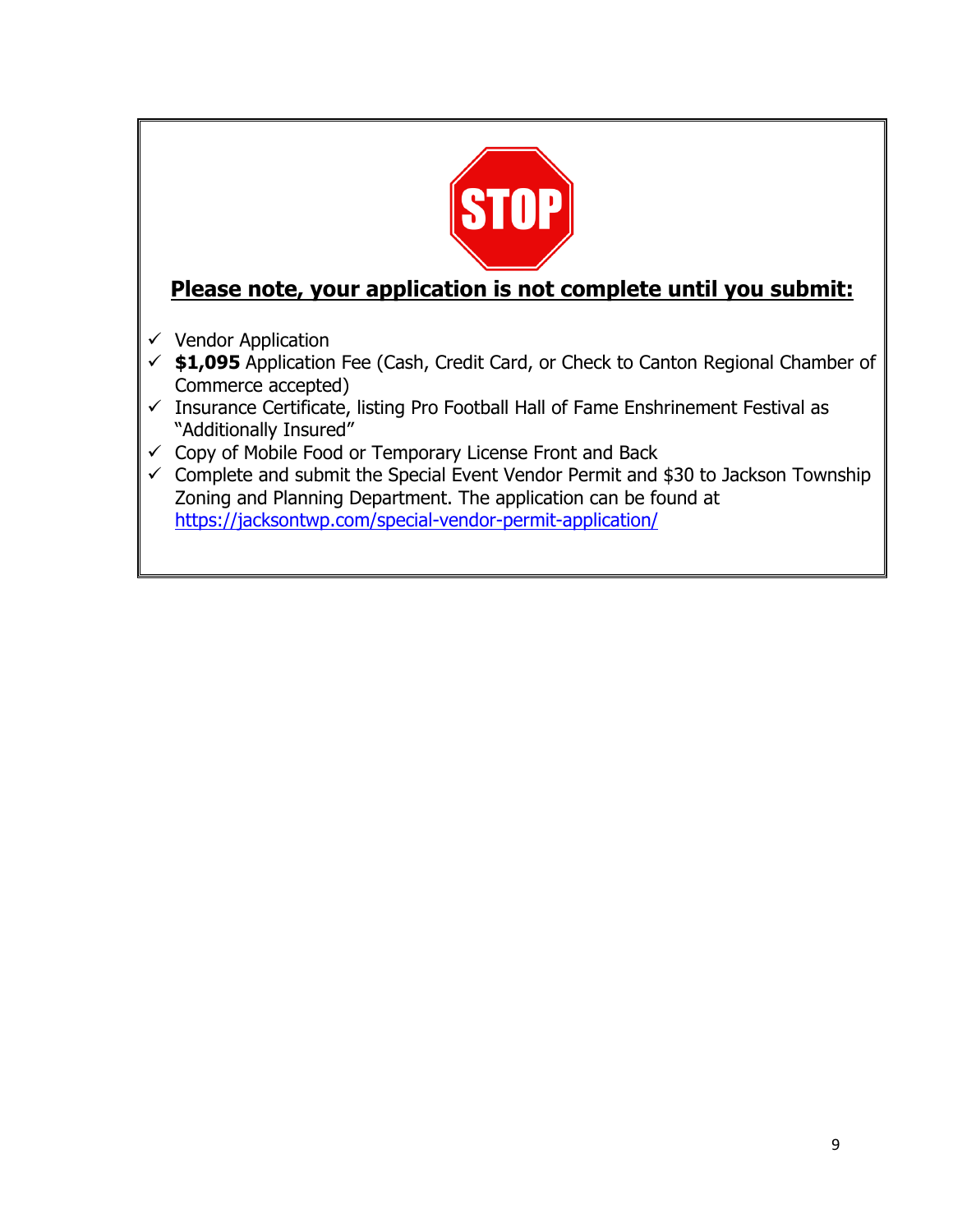STOP

**Please note, your application is not complete until you submit:**

- ✓ Vendor Application
- ✓ **$1,095** Application Fee (Cash, Credit Card, or Check to Canton Regional Chamber of Commerce accepted)
- ✓ Insurance Certificate, listing Pro Football Hall of Fame Enshrinement Festival as "Additionally Insured"
- ✓ Copy of Mobile Food or Temporary License Front and Back
- ✓ Complete and submit the Special Event Vendor Permit and $30 to Jackson Township Zoning and Planning Department. The application can be found at https://jacksontwp.com/special-vendor-permit-application/